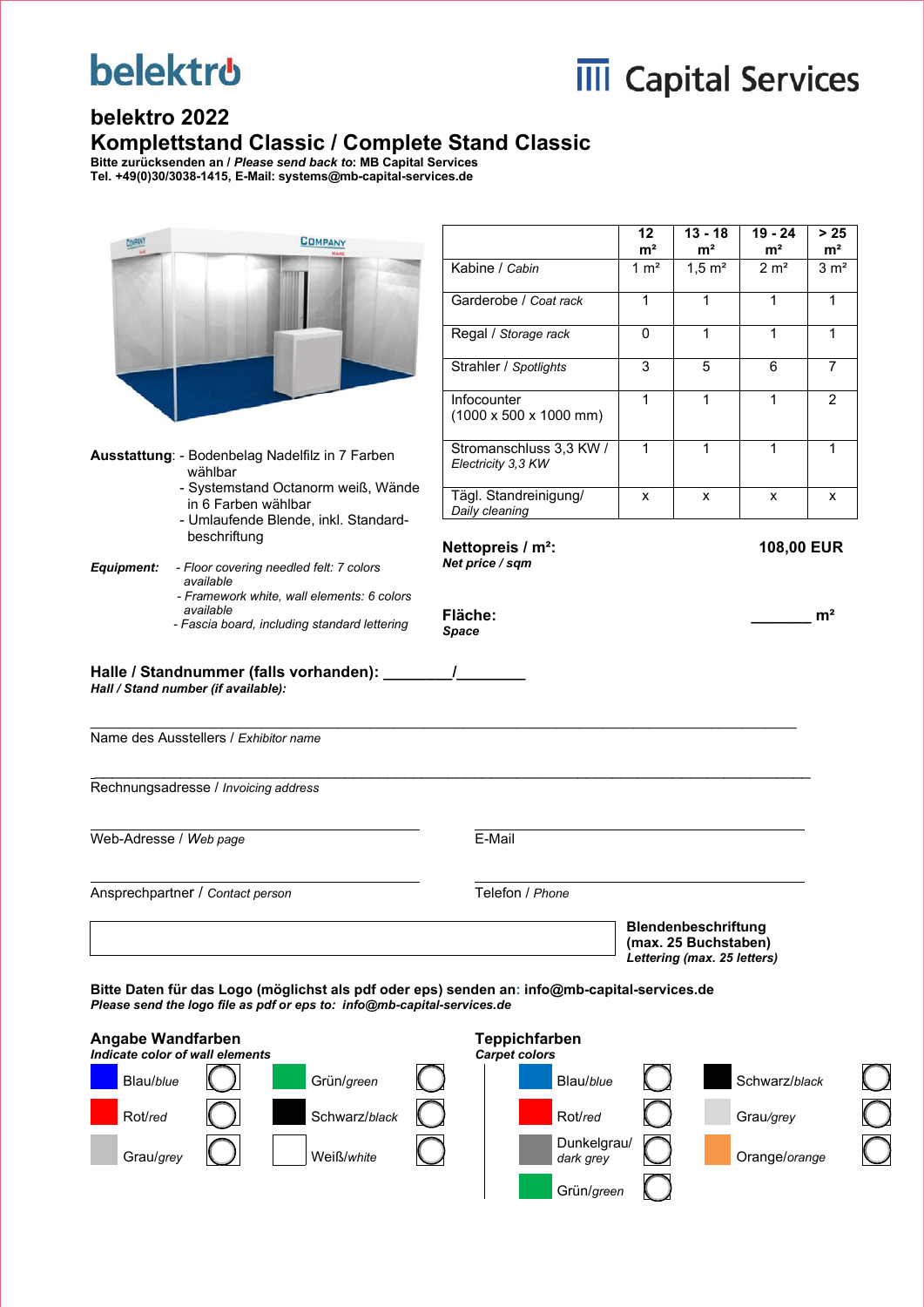belektro

Capital Services

# belektro 2022
# Komplettstand Classic / Complete Stand Classic

**Bitte zurücksenden an / *Please send back to*: MB Capital Services**
**Tel. +49(0)30/3038-1415, E-Mail: systems@mb-capital-services.de**

| | 12 m² | 13 - 18 m² | 19 - 24 m² | > 25 m² |
|---|---|---|---|---|
| Kabine / *Cabin* | 1 m² | 1,5 m² | 2 m² | 3 m² |
| Garderobe / *Coat rack* | 1 | 1 | 1 | 1 |
| Regal / *Storage rack* | 0 | 1 | 1 | 1 |
| Strahler / *Spotlights* | 3 | 5 | 6 | 7 |
| Infocounter (1000 x 500 x 1000 mm) | 1 | 1 | 1 | 2 |
| Stromanschluss 3,3 KW / *Electricity 3,3 KW* | 1 | 1 | 1 | 1 |
| Tägl. Standreinigung/ *Daily cleaning* | x | x | x | x |

**Ausstattung**: - Bodenbelag Nadelfilz in 7 Farben wählbar
- Systemstand Octanorm weiß, Wände in 6 Farben wählbar
- Umlaufende Blende, inkl. Standard-beschriftung

***Equipment:*** *- Floor covering needled felt: 7 colors available*
*- Framework white, wall elements: 6 colors available*
*- Fascia board, including standard lettering*

**Nettopreis / m²:** **108,00 EUR**
***Net price / sqm***

**Fläche:** _______ **m²**
***Space***

**Halle / Standnummer (falls vorhanden): ________/________**
***Hall / Stand number (if available):***

______________________________________________
Name des Ausstellers / *Exhibitor name*

______________________________________________
Rechnungsadresse / *Invoicing address*

______________________ Web-Adresse / *Web page*

______________________ E-Mail

______________________ Ansprechpartner / *Contact person*

______________________ Telefon / *Phone*

**Blendenbeschriftung (max. 25 Buchstaben)**
***Lettering (max. 25 letters)***

**Bitte Daten für das Logo (möglichst als pdf oder eps) senden an: info@mb-capital-services.de**
***Please send the logo file as pdf or eps to: info@mb-capital-services.de***

**Angabe Wandfarben**
***Indicate color of wall elements***

- Blau/*blue* ○
- Grün/*green* ○
- Rot/*red* ○
- Schwarz/*black* ○
- Grau/*grey* ○
- Weiß/*white* ○

**Teppichfarben**
***Carpet colors***

- Blau/*blue* ○
- Schwarz/*black* ○
- Rot/*red* ○
- Grau/*grey* ○
- Dunkelgrau/ *dark grey* ○
- Orange/*orange* ○
- Grün/*green* ○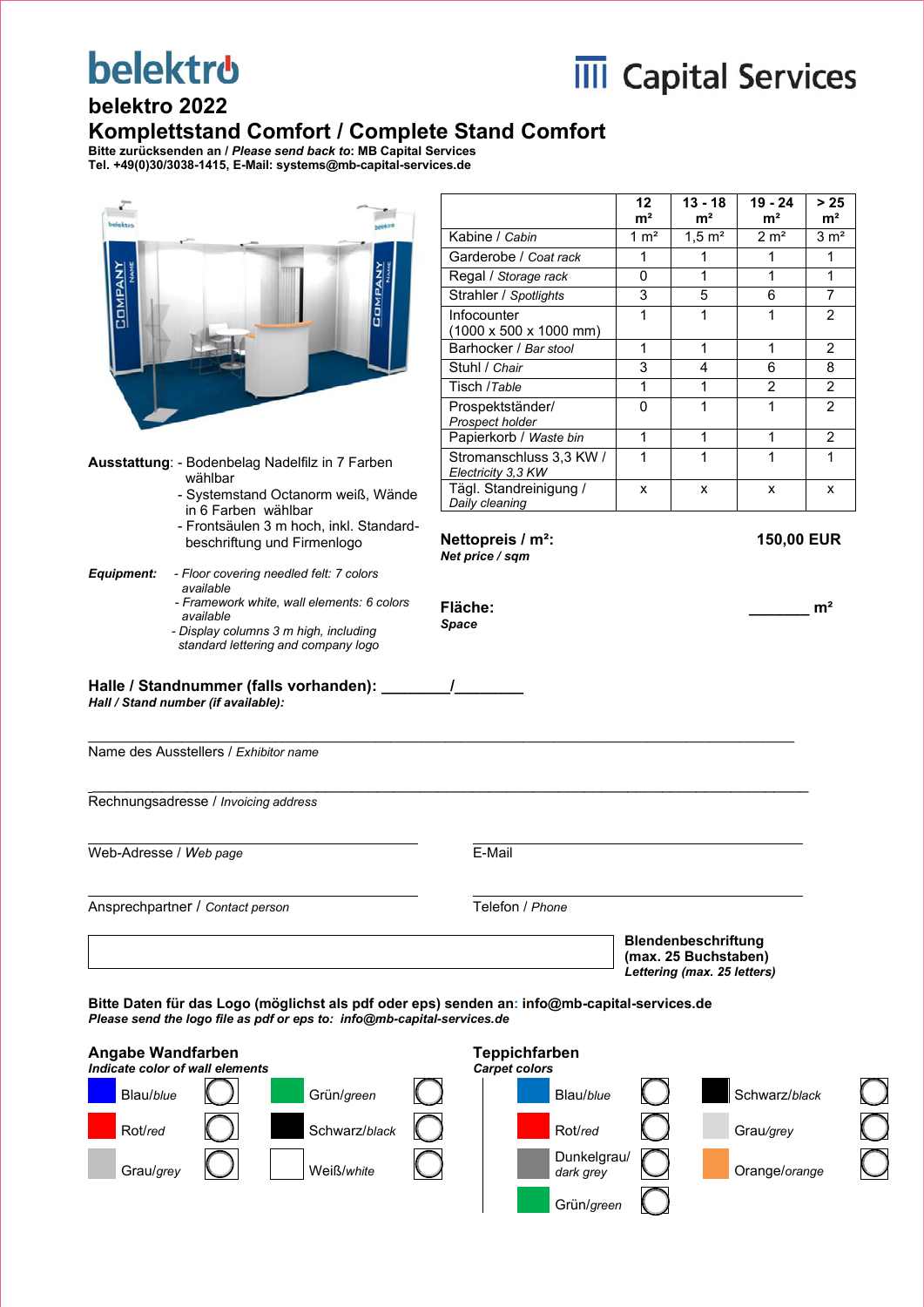belektro

Capital Services

# belektro 2022

# Komplettstand Comfort / Complete Stand Comfort

**Bitte zurücksenden an / *Please send back to*: MB Capital Services**
**Tel. +49(0)30/3038-1415, E-Mail: systems@mb-capital-services.de**

| | 12 m² | 13 - 18 m² | 19 - 24 m² | > 25 m² |
|---|---|---|---|---|
| Kabine / *Cabin* | 1 m² | 1,5 m² | 2 m² | 3 m² |
| Garderobe / *Coat rack* | 1 | 1 | 1 | 1 |
| Regal / *Storage rack* | 0 | 1 | 1 | 1 |
| Strahler / *Spotlights* | 3 | 5 | 6 | 7 |
| Infocounter (1000 x 500 x 1000 mm) | 1 | 1 | 1 | 2 |
| Barhocker / *Bar stool* | 1 | 1 | 1 | 2 |
| Stuhl / *Chair* | 3 | 4 | 6 | 8 |
| Tisch /*Table* | 1 | 1 | 2 | 2 |
| Prospektständer/ *Prospect holder* | 0 | 1 | 1 | 2 |
| Papierkorb / *Waste bin* | 1 | 1 | 1 | 2 |
| Stromanschluss 3,3 KW / *Electricity 3,3 KW* | 1 | 1 | 1 | 1 |
| Tägl. Standreinigung / *Daily cleaning* | x | x | x | x |

**Ausstattung**:
- Bodenbelag Nadelfilz in 7 Farben wählbar
- Systemstand Octanorm weiß, Wände in 6 Farben wählbar
- Frontsäulen 3 m hoch, inkl. Standard-beschriftung und Firmenlogo

***Equipment:***
- *Floor covering needled felt: 7 colors available*
- *Framework white, wall elements: 6 colors available*
- *Display columns 3 m high, including standard lettering and company logo*

**Nettopreis / m²:** **150,00 EUR**
***Net price / sqm***

**Fläche:** _______ **m²**
***Space***

**Halle / Standnummer (falls vorhanden): ________/________**
***Hall / Stand number (if available):***

______________________________________________
Name des Ausstellers / *Exhibitor name*

______________________________________________
Rechnungsadresse / *Invoicing address*

______________________ Web-Adresse / *Web page*

______________________ E-Mail

______________________ Ansprechpartner / *Contact person*

______________________ Telefon / *Phone*

[ ] **Blendenbeschriftung (max. 25 Buchstaben)**
***Lettering (max. 25 letters)***

**Bitte Daten für das Logo (möglichst als pdf oder eps) senden an: info@mb-capital-services.de**
***Please send the logo file as pdf or eps to: info@mb-capital-services.de***

## Angabe Wandfarben
***Indicate color of wall elements***

- Blau/*blue* ◯
- Grün/*green* ◯
- Rot/*red* ◯
- Schwarz/*black* ◯
- Grau/*grey* ◯
- Weiß/*white* ◯

## Teppichfarben
***Carpet colors***

- Blau/*blue* ◯
- Schwarz/*black* ◯
- Rot/*red* ◯
- Grau/*grey* ◯
- Dunkelgrau/ *dark grey* ◯
- Orange/*orange* ◯
- Grün/*green* ◯